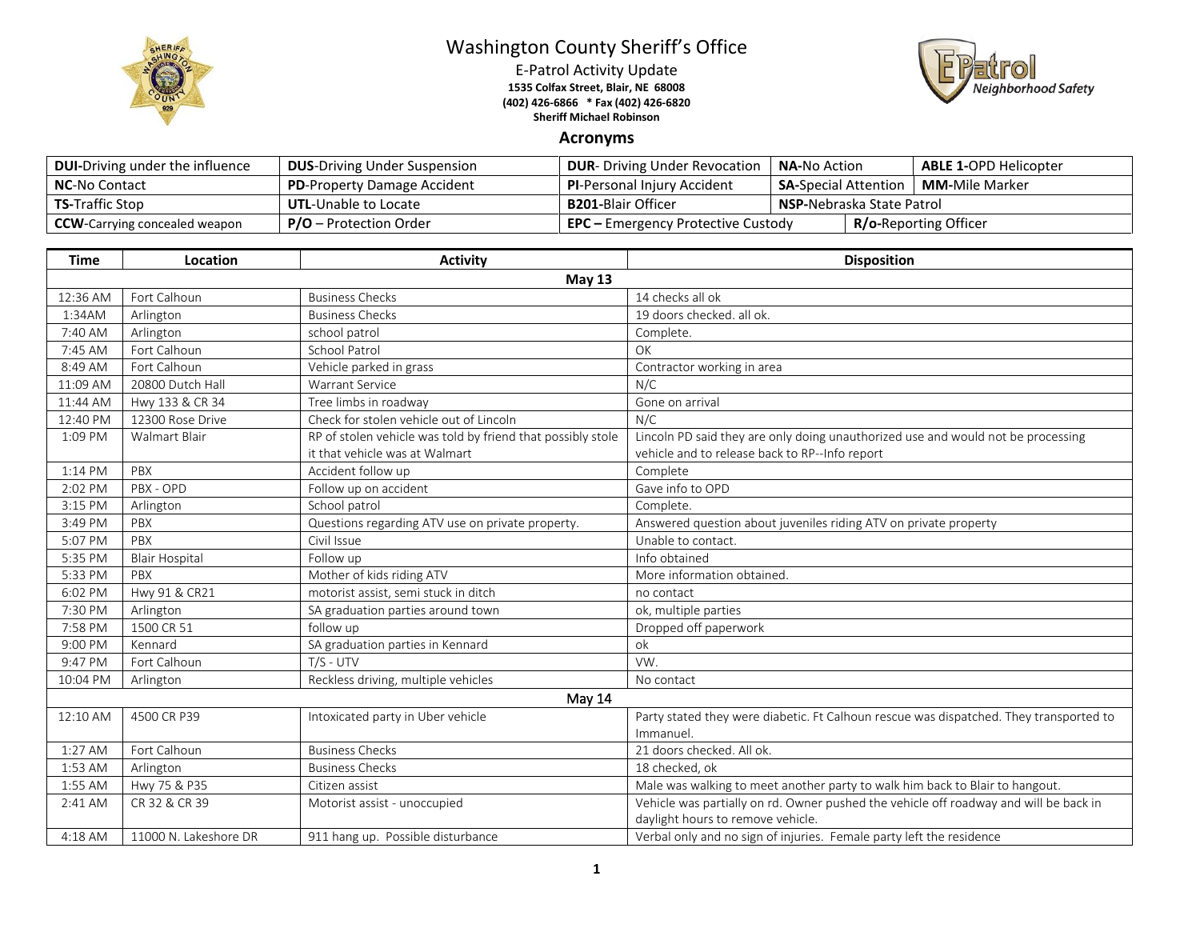# Washington County Sheriff's Office

E-Patrol Activity Update

**1535 Colfax Street, Blair, NE 68008**

**(402) 426-6866 * Fax (402) 426-6820**

**Sheriff Michael Robinson**

## Acronyms

| | | | | |
|---|---|---|---|---|
| **DUI**-Driving under the influence | **DUS**-Driving Under Suspension | **DUR**- Driving Under Revocation | **NA-**No Action | **ABLE 1-**OPD Helicopter |
| **NC**-No Contact | **PD**-Property Damage Accident | **PI**-Personal Injury Accident | **SA-**Special Attention | **MM-**Mile Marker |
| **TS-**Traffic Stop | **UTL**-Unable to Locate | **B201-**Blair Officer | **NSP-**Nebraska State Patrol | |
| **CCW**-Carrying concealed weapon | **P/O** – Protection Order | **EPC –** Emergency Protective Custody | **R/o-**Reporting Officer | |

| Time | Location | Activity | Disposition |
|---|---|---|---|
| | | **May 13** | |
| 12:36 AM | Fort Calhoun | Business Checks | 14 checks all ok |
| 1:34AM | Arlington | Business Checks | 19 doors checked. all ok. |
| 7:40 AM | Arlington | school patrol | Complete. |
| 7:45 AM | Fort Calhoun | School Patrol | OK |
| 8:49 AM | Fort Calhoun | Vehicle parked in grass | Contractor working in area |
| 11:09 AM | 20800 Dutch Hall | Warrant Service | N/C |
| 11:44 AM | Hwy 133 & CR 34 | Tree limbs in roadway | Gone on arrival |
| 12:40 PM | 12300 Rose Drive | Check for stolen vehicle out of Lincoln | N/C |
| 1:09 PM | Walmart Blair | RP of stolen vehicle was told by friend that possibly stole it that vehicle was at Walmart | Lincoln PD said they are only doing unauthorized use and would not be processing vehicle and to release back to RP--Info report |
| 1:14 PM | PBX | Accident follow up | Complete |
| 2:02 PM | PBX - OPD | Follow up on accident | Gave info to OPD |
| 3:15 PM | Arlington | School patrol | Complete. |
| 3:49 PM | PBX | Questions regarding ATV use on private property. | Answered question about juveniles riding ATV on private property |
| 5:07 PM | PBX | Civil Issue | Unable to contact. |
| 5:35 PM | Blair Hospital | Follow up | Info obtained |
| 5:33 PM | PBX | Mother of kids riding ATV | More information obtained. |
| 6:02 PM | Hwy 91 & CR21 | motorist assist, semi stuck in ditch | no contact |
| 7:30 PM | Arlington | SA graduation parties around town | ok, multiple parties |
| 7:58 PM | 1500 CR 51 | follow up | Dropped off paperwork |
| 9:00 PM | Kennard | SA graduation parties in Kennard | ok |
| 9:47 PM | Fort Calhoun | T/S - UTV | VW. |
| 10:04 PM | Arlington | Reckless driving, multiple vehicles | No contact |
| | | May 14 | |
| 12:10 AM | 4500 CR P39 | Intoxicated party in Uber vehicle | Party stated they were diabetic. Ft Calhoun rescue was dispatched. They transported to Immanuel. |
| 1:27 AM | Fort Calhoun | Business Checks | 21 doors checked. All ok. |
| 1:53 AM | Arlington | Business Checks | 18 checked, ok |
| 1:55 AM | Hwy 75 & P35 | Citizen assist | Male was walking to meet another party to walk him back to Blair to hangout. |
| 2:41 AM | CR 32 & CR 39 | Motorist assist - unoccupied | Vehicle was partially on rd. Owner pushed the vehicle off roadway and will be back in daylight hours to remove vehicle. |
| 4:18 AM | 11000 N. Lakeshore DR | 911 hang up. Possible disturbance | Verbal only and no sign of injuries. Female party left the residence |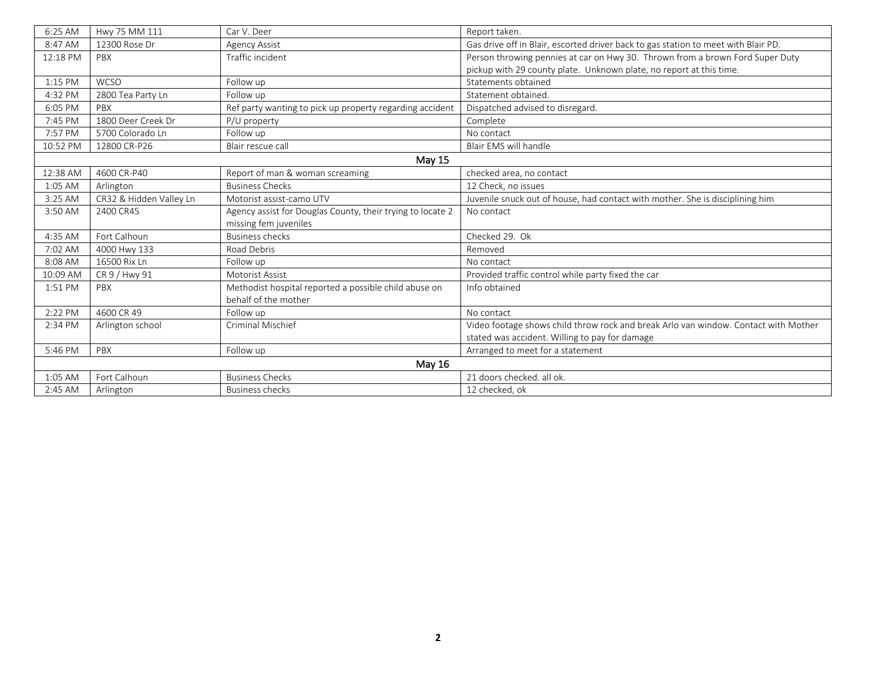| | | | |
|---|---|---|---|
| 6:25 AM | Hwy 75 MM 111 | Car V. Deer | Report taken. |
| 8:47 AM | 12300 Rose Dr | Agency Assist | Gas drive off in Blair, escorted driver back to gas station to meet with Blair PD. |
| 12:18 PM | PBX | Traffic incident | Person throwing pennies at car on Hwy 30. Thrown from a brown Ford Super Duty pickup with 29 county plate. Unknown plate, no report at this time. |
| 1:15 PM | WCSO | Follow up | Statements obtained |
| 4:32 PM | 2800 Tea Party Ln | Follow up | Statement obtained. |
| 6:05 PM | PBX | Ref party wanting to pick up property regarding accident | Dispatched advised to disregard. |
| 7:45 PM | 1800 Deer Creek Dr | P/U property | Complete |
| 7:57 PM | 5700 Colorado Ln | Follow up | No contact |
| 10:52 PM | 12800 CR-P26 | Blair rescue call | Blair EMS will handle |
| **May 15** | | | |
| 12:38 AM | 4600 CR-P40 | Report of man & woman screaming | checked area, no contact |
| 1:05 AM | Arlington | Business Checks | 12 Check, no issues |
| 3:25 AM | CR32 & Hidden Valley Ln | Motorist assist-camo UTV | Juvenile snuck out of house, had contact with mother. She is disciplining him |
| 3:50 AM | 2400 CR45 | Agency assist for Douglas County, their trying to locate 2 missing fem juveniles | No contact |
| 4:35 AM | Fort Calhoun | Business checks | Checked 29. Ok |
| 7:02 AM | 4000 Hwy 133 | Road Debris | Removed |
| 8:08 AM | 16500 Rix Ln | Follow up | No contact |
| 10:09 AM | CR 9 / Hwy 91 | Motorist Assist | Provided traffic control while party fixed the car |
| 1:51 PM | PBX | Methodist hospital reported a possible child abuse on behalf of the mother | Info obtained |
| 2:22 PM | 4600 CR 49 | Follow up | No contact |
| 2:34 PM | Arlington school | Criminal Mischief | Video footage shows child throw rock and break Arlo van window. Contact with Mother stated was accident. Willing to pay for damage |
| 5:46 PM | PBX | Follow up | Arranged to meet for a statement |
| **May 16** | | | |
| 1:05 AM | Fort Calhoun | Business Checks | 21 doors checked. all ok. |
| 2:45 AM | Arlington | Business checks | 12 checked, ok |